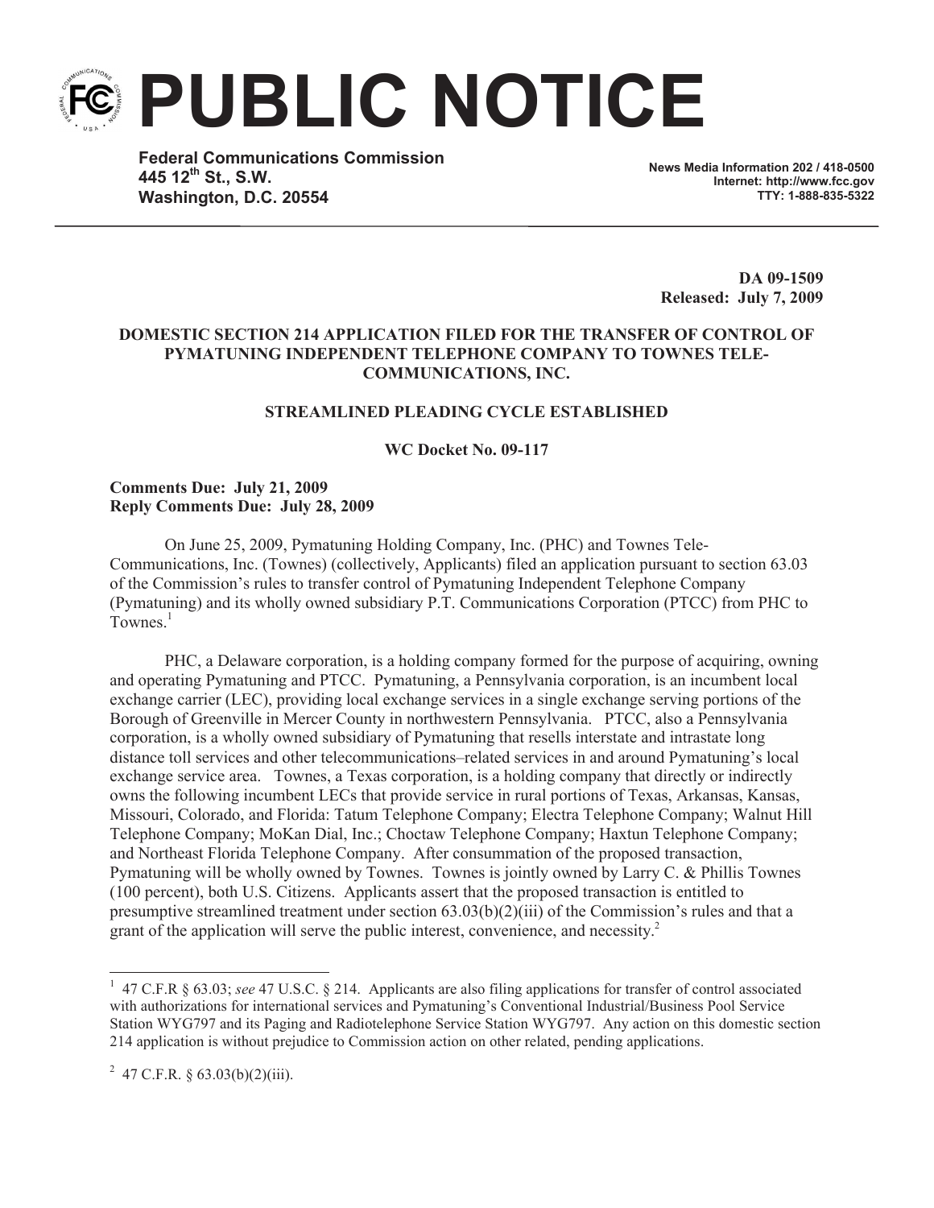# PUBLIC NOTICE

**Federal Communications Commission**
**445 12th St., S.W.**
**Washington, D.C. 20554**

**News Media Information 202 / 418-0500**
**Internet: http://www.fcc.gov**
**TTY: 1-888-835-5322**

**DA 09-1509**
**Released: July 7, 2009**

**DOMESTIC SECTION 214 APPLICATION FILED FOR THE TRANSFER OF CONTROL OF PYMATUNING INDEPENDENT TELEPHONE COMPANY TO TOWNES TELE-COMMUNICATIONS, INC.**

**STREAMLINED PLEADING CYCLE ESTABLISHED**

**WC Docket No. 09-117**

**Comments Due: July 21, 2009**
**Reply Comments Due: July 28, 2009**

On June 25, 2009, Pymatuning Holding Company, Inc. (PHC) and Townes Tele-Communications, Inc. (Townes) (collectively, Applicants) filed an application pursuant to section 63.03 of the Commission's rules to transfer control of Pymatuning Independent Telephone Company (Pymatuning) and its wholly owned subsidiary P.T. Communications Corporation (PTCC) from PHC to Townes.[1]

PHC, a Delaware corporation, is a holding company formed for the purpose of acquiring, owning and operating Pymatuning and PTCC. Pymatuning, a Pennsylvania corporation, is an incumbent local exchange carrier (LEC), providing local exchange services in a single exchange serving portions of the Borough of Greenville in Mercer County in northwestern Pennsylvania. PTCC, also a Pennsylvania corporation, is a wholly owned subsidiary of Pymatuning that resells interstate and intrastate long distance toll services and other telecommunications–related services in and around Pymatuning's local exchange service area. Townes, a Texas corporation, is a holding company that directly or indirectly owns the following incumbent LECs that provide service in rural portions of Texas, Arkansas, Kansas, Missouri, Colorado, and Florida: Tatum Telephone Company; Electra Telephone Company; Walnut Hill Telephone Company; MoKan Dial, Inc.; Choctaw Telephone Company; Haxtun Telephone Company; and Northeast Florida Telephone Company. After consummation of the proposed transaction, Pymatuning will be wholly owned by Townes. Townes is jointly owned by Larry C. & Phillis Townes (100 percent), both U.S. Citizens. Applicants assert that the proposed transaction is entitled to presumptive streamlined treatment under section 63.03(b)(2)(iii) of the Commission's rules and that a grant of the application will serve the public interest, convenience, and necessity.[2]

---

[1] 47 C.F.R § 63.03; *see* 47 U.S.C. § 214. Applicants are also filing applications for transfer of control associated with authorizations for international services and Pymatuning's Conventional Industrial/Business Pool Service Station WYG797 and its Paging and Radiotelephone Service Station WYG797. Any action on this domestic section 214 application is without prejudice to Commission action on other related, pending applications.

[2] 47 C.F.R. § 63.03(b)(2)(iii).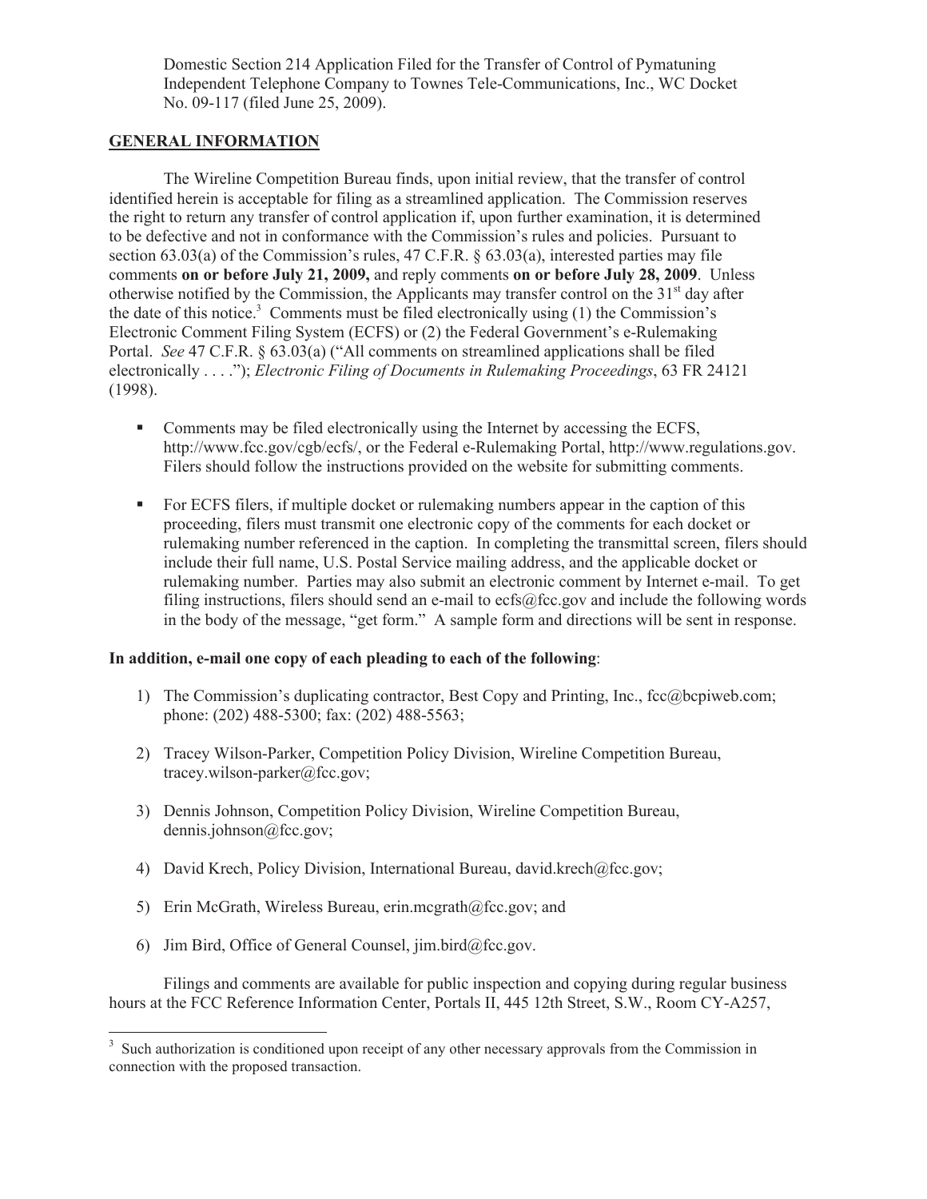Domestic Section 214 Application Filed for the Transfer of Control of Pymatuning Independent Telephone Company to Townes Tele-Communications, Inc., WC Docket No. 09-117 (filed June 25, 2009).

## GENERAL INFORMATION

The Wireline Competition Bureau finds, upon initial review, that the transfer of control identified herein is acceptable for filing as a streamlined application. The Commission reserves the right to return any transfer of control application if, upon further examination, it is determined to be defective and not in conformance with the Commission's rules and policies. Pursuant to section 63.03(a) of the Commission's rules, 47 C.F.R. § 63.03(a), interested parties may file comments **on or before July 21, 2009,** and reply comments **on or before July 28, 2009**. Unless otherwise notified by the Commission, the Applicants may transfer control on the 31st day after the date of this notice.[3] Comments must be filed electronically using (1) the Commission's Electronic Comment Filing System (ECFS) or (2) the Federal Government's e-Rulemaking Portal. *See* 47 C.F.R. § 63.03(a) ("All comments on streamlined applications shall be filed electronically . . . ."); *Electronic Filing of Documents in Rulemaking Proceedings*, 63 FR 24121 (1998).

- Comments may be filed electronically using the Internet by accessing the ECFS, http://www.fcc.gov/cgb/ecfs/, or the Federal e-Rulemaking Portal, http://www.regulations.gov. Filers should follow the instructions provided on the website for submitting comments.

- For ECFS filers, if multiple docket or rulemaking numbers appear in the caption of this proceeding, filers must transmit one electronic copy of the comments for each docket or rulemaking number referenced in the caption. In completing the transmittal screen, filers should include their full name, U.S. Postal Service mailing address, and the applicable docket or rulemaking number. Parties may also submit an electronic comment by Internet e-mail. To get filing instructions, filers should send an e-mail to ecfs@fcc.gov and include the following words in the body of the message, "get form." A sample form and directions will be sent in response.

**In addition, e-mail one copy of each pleading to each of the following**:

1) The Commission's duplicating contractor, Best Copy and Printing, Inc., fcc@bcpiweb.com; phone: (202) 488-5300; fax: (202) 488-5563;

2) Tracey Wilson-Parker, Competition Policy Division, Wireline Competition Bureau, tracey.wilson-parker@fcc.gov;

3) Dennis Johnson, Competition Policy Division, Wireline Competition Bureau, dennis.johnson@fcc.gov;

4) David Krech, Policy Division, International Bureau, david.krech@fcc.gov;

5) Erin McGrath, Wireless Bureau, erin.mcgrath@fcc.gov; and

6) Jim Bird, Office of General Counsel, jim.bird@fcc.gov.

Filings and comments are available for public inspection and copying during regular business hours at the FCC Reference Information Center, Portals II, 445 12th Street, S.W., Room CY-A257,

---

[3] Such authorization is conditioned upon receipt of any other necessary approvals from the Commission in connection with the proposed transaction.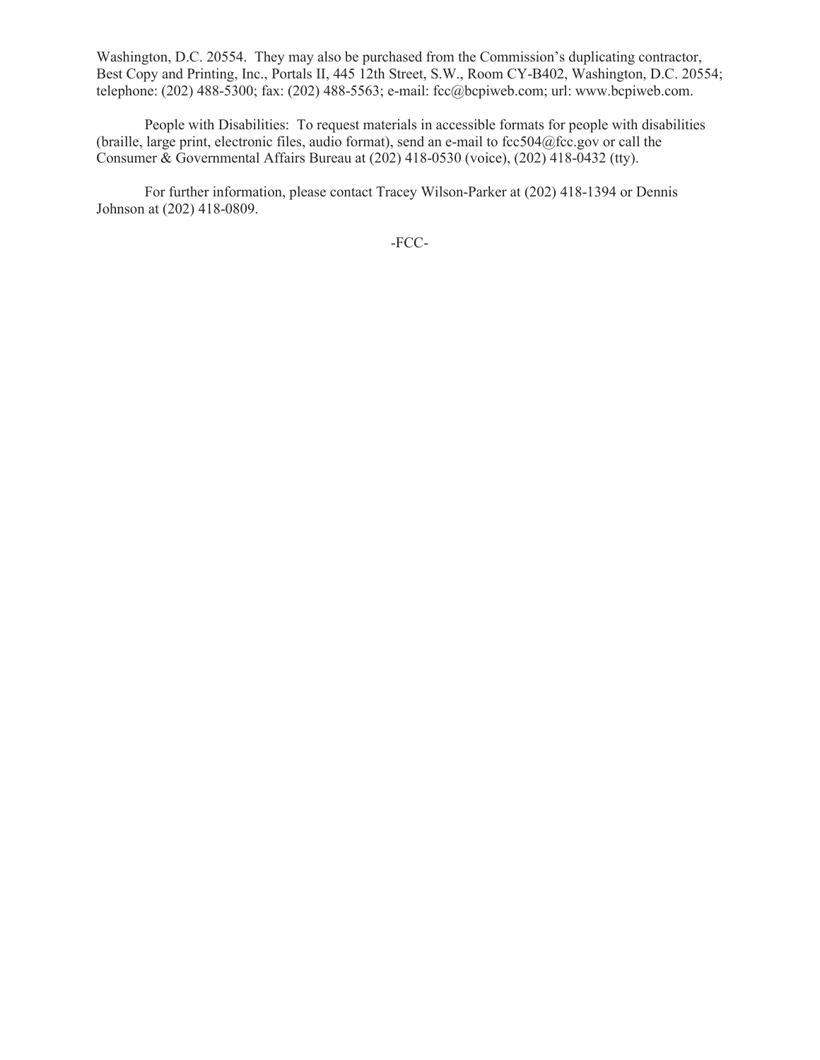Washington, D.C. 20554. They may also be purchased from the Commission's duplicating contractor, Best Copy and Printing, Inc., Portals II, 445 12th Street, S.W., Room CY-B402, Washington, D.C. 20554; telephone: (202) 488-5300; fax: (202) 488-5563; e-mail: fcc@bcpiweb.com; url: www.bcpiweb.com.

People with Disabilities: To request materials in accessible formats for people with disabilities (braille, large print, electronic files, audio format), send an e-mail to fcc504@fcc.gov or call the Consumer & Governmental Affairs Bureau at (202) 418-0530 (voice), (202) 418-0432 (tty).

For further information, please contact Tracey Wilson-Parker at (202) 418-1394 or Dennis Johnson at (202) 418-0809.

-FCC-